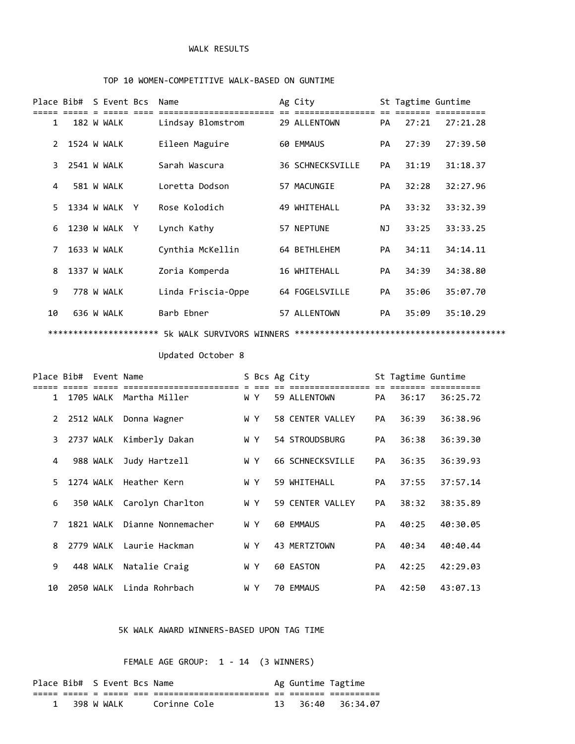# WALK RESULTS

## TOP 10 WOMEN-COMPETITIVE WALK-BASED ON GUNTIME

| Place | Bib# | S | Event | Bcs | Name | Ag | City | St | Tagtime | Guntime |
|---|---|---|---|---|---|---|---|---|---|---|
| 1 | 182 | W | WALK | | Lindsay Blomstrom | 29 | ALLENTOWN | PA | 27:21 | 27:21.28 |
| 2 | 1524 | W | WALK | | Eileen Maguire | 60 | EMMAUS | PA | 27:39 | 27:39.50 |
| 3 | 2541 | W | WALK | | Sarah Wascura | 36 | SCHNECKSVILLE | PA | 31:19 | 31:18.37 |
| 4 | 581 | W | WALK | | Loretta Dodson | 57 | MACUNGIE | PA | 32:28 | 32:27.96 |
| 5 | 1334 | W | WALK | Y | Rose Kolodich | 49 | WHITEHALL | PA | 33:32 | 33:32.39 |
| 6 | 1230 | W | WALK | Y | Lynch Kathy | 57 | NEPTUNE | NJ | 33:25 | 33:33.25 |
| 7 | 1633 | W | WALK | | Cynthia McKellin | 64 | BETHLEHEM | PA | 34:11 | 34:14.11 |
| 8 | 1337 | W | WALK | | Zoria Komperda | 16 | WHITEHALL | PA | 34:39 | 34:38.80 |
| 9 | 778 | W | WALK | | Linda Friscia-Oppe | 64 | FOGELSVILLE | PA | 35:06 | 35:07.70 |
| 10 | 636 | W | WALK | | Barb Ebner | 57 | ALLENTOWN | PA | 35:09 | 35:10.29 |

********************** 5k WALK SURVIVORS WINNERS *****************************************

Updated October 8

| Place | Bib# | Event | Name | S | Bcs | Ag | City | St | Tagtime | Guntime |
|---|---|---|---|---|---|---|---|---|---|---|
| 1 | 1705 | WALK | Martha Miller | W | Y | 59 | ALLENTOWN | PA | 36:17 | 36:25.72 |
| 2 | 2512 | WALK | Donna Wagner | W | Y | 58 | CENTER VALLEY | PA | 36:39 | 36:38.96 |
| 3 | 2737 | WALK | Kimberly Dakan | W | Y | 54 | STROUDSBURG | PA | 36:38 | 36:39.30 |
| 4 | 988 | WALK | Judy Hartzell | W | Y | 66 | SCHNECKSVILLE | PA | 36:35 | 36:39.93 |
| 5 | 1274 | WALK | Heather Kern | W | Y | 59 | WHITEHALL | PA | 37:55 | 37:57.14 |
| 6 | 350 | WALK | Carolyn Charlton | W | Y | 59 | CENTER VALLEY | PA | 38:32 | 38:35.89 |
| 7 | 1821 | WALK | Dianne Nonnemacher | W | Y | 60 | EMMAUS | PA | 40:25 | 40:30.05 |
| 8 | 2779 | WALK | Laurie Hackman | W | Y | 43 | MERTZTOWN | PA | 40:34 | 40:40.44 |
| 9 | 448 | WALK | Natalie Craig | W | Y | 60 | EASTON | PA | 42:25 | 42:29.03 |
| 10 | 2050 | WALK | Linda Rohrbach | W | Y | 70 | EMMAUS | PA | 42:50 | 43:07.13 |

## 5K WALK AWARD WINNERS-BASED UPON TAG TIME

### FEMALE AGE GROUP: 1 - 14 (3 WINNERS)

| Place | Bib# | S | Event | Bcs | Name | Ag | Guntime | Tagtime |
|---|---|---|---|---|---|---|---|---|
| 1 | 398 | W | WALK | | Corinne Cole | 13 | 36:40 | 36:34.07 |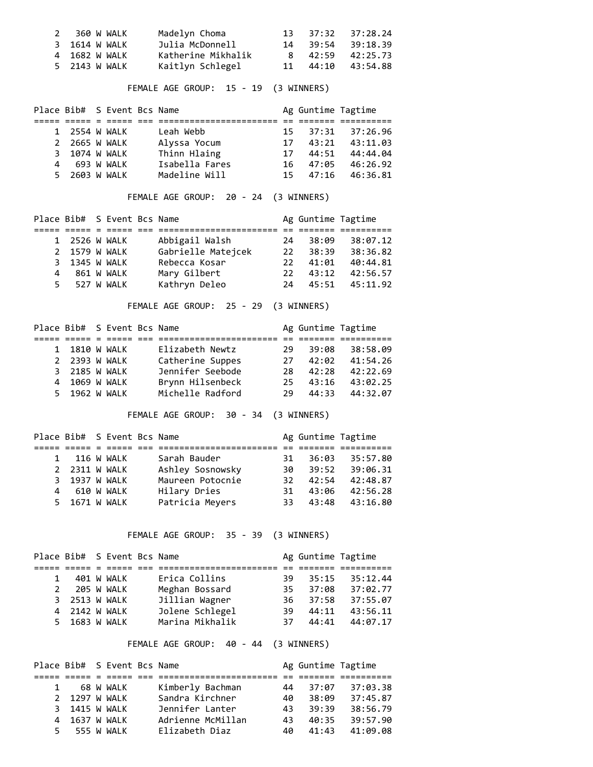| Place | Bib# | S | Event | Bcs | Name | Ag | Guntime | Tagtime |
|---|---|---|---|---|---|---|---|---|
| 2 | 360 | W | WALK | | Madelyn Choma | 13 | 37:32 | 37:28.24 |
| 3 | 1614 | W | WALK | | Julia McDonnell | 14 | 39:54 | 39:18.39 |
| 4 | 1682 | W | WALK | | Katherine Mikhalik | 8 | 42:59 | 42:25.73 |
| 5 | 2143 | W | WALK | | Kaitlyn Schlegel | 11 | 44:10 | 43:54.88 |

FEMALE AGE GROUP: 15 - 19 (3 WINNERS)

| Place | Bib# | S | Event | Bcs | Name | Ag | Guntime | Tagtime |
|---|---|---|---|---|---|---|---|---|
| 1 | 2554 | W | WALK | | Leah Webb | 15 | 37:31 | 37:26.96 |
| 2 | 2665 | W | WALK | | Alyssa Yocum | 17 | 43:21 | 43:11.03 |
| 3 | 1074 | W | WALK | | Thinn Hlaing | 17 | 44:51 | 44:44.04 |
| 4 | 693 | W | WALK | | Isabella Fares | 16 | 47:05 | 46:26.92 |
| 5 | 2603 | W | WALK | | Madeline Will | 15 | 47:16 | 46:36.81 |

FEMALE AGE GROUP: 20 - 24 (3 WINNERS)

| Place | Bib# | S | Event | Bcs | Name | Ag | Guntime | Tagtime |
|---|---|---|---|---|---|---|---|---|
| 1 | 2526 | W | WALK | | Abbigail Walsh | 24 | 38:09 | 38:07.12 |
| 2 | 1579 | W | WALK | | Gabrielle Matejcek | 22 | 38:39 | 38:36.82 |
| 3 | 1345 | W | WALK | | Rebecca Kosar | 22 | 41:01 | 40:44.81 |
| 4 | 861 | W | WALK | | Mary Gilbert | 22 | 43:12 | 42:56.57 |
| 5 | 527 | W | WALK | | Kathryn Deleo | 24 | 45:51 | 45:11.92 |

FEMALE AGE GROUP: 25 - 29 (3 WINNERS)

| Place | Bib# | S | Event | Bcs | Name | Ag | Guntime | Tagtime |
|---|---|---|---|---|---|---|---|---|
| 1 | 1810 | W | WALK | | Elizabeth Newtz | 29 | 39:08 | 38:58.09 |
| 2 | 2393 | W | WALK | | Catherine Suppes | 27 | 42:02 | 41:54.26 |
| 3 | 2185 | W | WALK | | Jennifer Seebode | 28 | 42:28 | 42:22.69 |
| 4 | 1069 | W | WALK | | Brynn Hilsenbeck | 25 | 43:16 | 43:02.25 |
| 5 | 1962 | W | WALK | | Michelle Radford | 29 | 44:33 | 44:32.07 |

FEMALE AGE GROUP: 30 - 34 (3 WINNERS)

| Place | Bib# | S | Event | Bcs | Name | Ag | Guntime | Tagtime |
|---|---|---|---|---|---|---|---|---|
| 1 | 116 | W | WALK | | Sarah Bauder | 31 | 36:03 | 35:57.80 |
| 2 | 2311 | W | WALK | | Ashley Sosnowsky | 30 | 39:52 | 39:06.31 |
| 3 | 1937 | W | WALK | | Maureen Potocnie | 32 | 42:54 | 42:48.87 |
| 4 | 610 | W | WALK | | Hilary Dries | 31 | 43:06 | 42:56.28 |
| 5 | 1671 | W | WALK | | Patricia Meyers | 33 | 43:48 | 43:16.80 |

FEMALE AGE GROUP: 35 - 39 (3 WINNERS)

| Place | Bib# | S | Event | Bcs | Name | Ag | Guntime | Tagtime |
|---|---|---|---|---|---|---|---|---|
| 1 | 401 | W | WALK | | Erica Collins | 39 | 35:15 | 35:12.44 |
| 2 | 205 | W | WALK | | Meghan Bossard | 35 | 37:08 | 37:02.77 |
| 3 | 2513 | W | WALK | | Jillian Wagner | 36 | 37:58 | 37:55.07 |
| 4 | 2142 | W | WALK | | Jolene Schlegel | 39 | 44:11 | 43:56.11 |
| 5 | 1683 | W | WALK | | Marina Mikhalik | 37 | 44:41 | 44:07.17 |

FEMALE AGE GROUP: 40 - 44 (3 WINNERS)

| Place | Bib# | S | Event | Bcs | Name | Ag | Guntime | Tagtime |
|---|---|---|---|---|---|---|---|---|
| 1 | 68 | W | WALK | | Kimberly Bachman | 44 | 37:07 | 37:03.38 |
| 2 | 1297 | W | WALK | | Sandra Kirchner | 40 | 38:09 | 37:45.87 |
| 3 | 1415 | W | WALK | | Jennifer Lanter | 43 | 39:39 | 38:56.79 |
| 4 | 1637 | W | WALK | | Adrienne McMillan | 43 | 40:35 | 39:57.90 |
| 5 | 555 | W | WALK | | Elizabeth Diaz | 40 | 41:43 | 41:09.08 |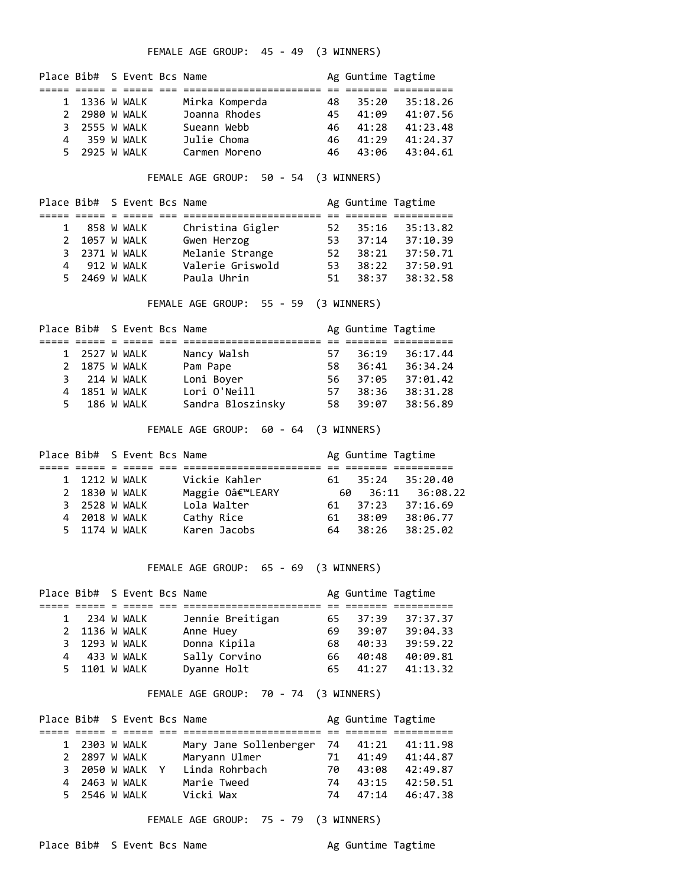FEMALE AGE GROUP: 45 - 49 (3 WINNERS)

| Place | Bib# | S | Event | Bcs | Name | Ag | Guntime | Tagtime |
|---|---|---|---|---|---|---|---|---|
| 1 | 1336 | W | WALK | | Mirka Komperda | 48 | 35:20 | 35:18.26 |
| 2 | 2980 | W | WALK | | Joanna Rhodes | 45 | 41:09 | 41:07.56 |
| 3 | 2555 | W | WALK | | Sueann Webb | 46 | 41:28 | 41:23.48 |
| 4 | 359 | W | WALK | | Julie Choma | 46 | 41:29 | 41:24.37 |
| 5 | 2925 | W | WALK | | Carmen Moreno | 46 | 43:06 | 43:04.61 |

FEMALE AGE GROUP: 50 - 54 (3 WINNERS)

| Place | Bib# | S | Event | Bcs | Name | Ag | Guntime | Tagtime |
|---|---|---|---|---|---|---|---|---|
| 1 | 858 | W | WALK | | Christina Gigler | 52 | 35:16 | 35:13.82 |
| 2 | 1057 | W | WALK | | Gwen Herzog | 53 | 37:14 | 37:10.39 |
| 3 | 2371 | W | WALK | | Melanie Strange | 52 | 38:21 | 37:50.71 |
| 4 | 912 | W | WALK | | Valerie Griswold | 53 | 38:22 | 37:50.91 |
| 5 | 2469 | W | WALK | | Paula Uhrin | 51 | 38:37 | 38:32.58 |

FEMALE AGE GROUP: 55 - 59 (3 WINNERS)

| Place | Bib# | S | Event | Bcs | Name | Ag | Guntime | Tagtime |
|---|---|---|---|---|---|---|---|---|
| 1 | 2527 | W | WALK | | Nancy Walsh | 57 | 36:19 | 36:17.44 |
| 2 | 1875 | W | WALK | | Pam Pape | 58 | 36:41 | 36:34.24 |
| 3 | 214 | W | WALK | | Loni Boyer | 56 | 37:05 | 37:01.42 |
| 4 | 1851 | W | WALK | | Lori O'Neill | 57 | 38:36 | 38:31.28 |
| 5 | 186 | W | WALK | | Sandra Bloszinsky | 58 | 39:07 | 38:56.89 |

FEMALE AGE GROUP: 60 - 64 (3 WINNERS)

| Place | Bib# | S | Event | Bcs | Name | Ag | Guntime | Tagtime |
|---|---|---|---|---|---|---|---|---|
| 1 | 1212 | W | WALK | | Vickie Kahler | 61 | 35:24 | 35:20.40 |
| 2 | 1830 | W | WALK | | Maggie Oâ€™LEARY | 60 | 36:11 | 36:08.22 |
| 3 | 2528 | W | WALK | | Lola Walter | 61 | 37:23 | 37:16.69 |
| 4 | 2018 | W | WALK | | Cathy Rice | 61 | 38:09 | 38:06.77 |
| 5 | 1174 | W | WALK | | Karen Jacobs | 64 | 38:26 | 38:25.02 |

FEMALE AGE GROUP: 65 - 69 (3 WINNERS)

| Place | Bib# | S | Event | Bcs | Name | Ag | Guntime | Tagtime |
|---|---|---|---|---|---|---|---|---|
| 1 | 234 | W | WALK | | Jennie Breitigan | 65 | 37:39 | 37:37.37 |
| 2 | 1136 | W | WALK | | Anne Huey | 69 | 39:07 | 39:04.33 |
| 3 | 1293 | W | WALK | | Donna Kipila | 68 | 40:33 | 39:59.22 |
| 4 | 433 | W | WALK | | Sally Corvino | 66 | 40:48 | 40:09.81 |
| 5 | 1101 | W | WALK | | Dyanne Holt | 65 | 41:27 | 41:13.32 |

FEMALE AGE GROUP: 70 - 74 (3 WINNERS)

| Place | Bib# | S | Event | Bcs | Name | Ag | Guntime | Tagtime |
|---|---|---|---|---|---|---|---|---|
| 1 | 2303 | W | WALK | | Mary Jane Sollenberger | 74 | 41:21 | 41:11.98 |
| 2 | 2897 | W | WALK | | Maryann Ulmer | 71 | 41:49 | 41:44.87 |
| 3 | 2050 | W | WALK | Y | Linda Rohrbach | 70 | 43:08 | 42:49.87 |
| 4 | 2463 | W | WALK | | Marie Tweed | 74 | 43:15 | 42:50.51 |
| 5 | 2546 | W | WALK | | Vicki Wax | 74 | 47:14 | 46:47.38 |

FEMALE AGE GROUP: 75 - 79 (3 WINNERS)

| Place | Bib# | S | Event | Bcs | Name | Ag | Guntime | Tagtime |
|---|---|---|---|---|---|---|---|---|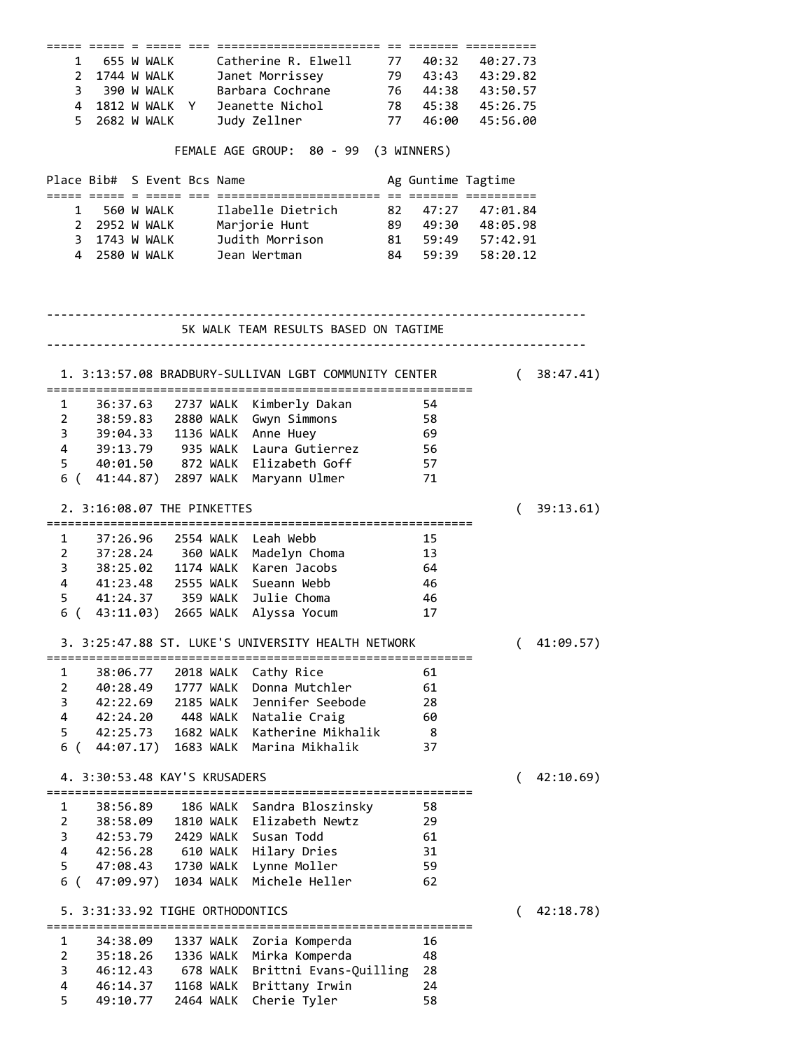| Place | Bib# | S | Event | Bcs | Name | Ag | Guntime | Tagtime |
|---|---|---|---|---|---|---|---|---|
| 1 | 655 | W | WALK | | Catherine R. Elwell | 77 | 40:32 | 40:27.73 |
| 2 | 1744 | W | WALK | | Janet Morrissey | 79 | 43:43 | 43:29.82 |
| 3 | 390 | W | WALK | | Barbara Cochrane | 76 | 44:38 | 43:50.57 |
| 4 | 1812 | W | WALK | Y | Jeanette Nichol | 78 | 45:38 | 45:26.75 |
| 5 | 2682 | W | WALK | | Judy Zellner | 77 | 46:00 | 45:56.00 |

FEMALE AGE GROUP: 80 - 99 (3 WINNERS)

| Place | Bib# | S | Event | Bcs | Name | Ag | Guntime | Tagtime |
|---|---|---|---|---|---|---|---|---|
| 1 | 560 | W | WALK | | Ilabelle Dietrich | 82 | 47:27 | 47:01.84 |
| 2 | 2952 | W | WALK | | Marjorie Hunt | 89 | 49:30 | 48:05.98 |
| 3 | 1743 | W | WALK | | Judith Morrison | 81 | 59:49 | 57:42.91 |
| 4 | 2580 | W | WALK | | Jean Wertman | 84 | 59:39 | 58:20.12 |

## 5K WALK TEAM RESULTS BASED ON TAGTIME

### 1. 3:13:57.08 BRADBURY-SULLIVAN LGBT COMMUNITY CENTER ( 38:47.41)

| # | Time | Bib | Event | Name | Age |
|---|---|---|---|---|---|
| 1 | 36:37.63 | 2737 | WALK | Kimberly Dakan | 54 |
| 2 | 38:59.83 | 2880 | WALK | Gwyn Simmons | 58 |
| 3 | 39:04.33 | 1136 | WALK | Anne Huey | 69 |
| 4 | 39:13.79 | 935 | WALK | Laura Gutierrez | 56 |
| 5 | 40:01.50 | 872 | WALK | Elizabeth Goff | 57 |
| 6 | ( 41:44.87) | 2897 | WALK | Maryann Ulmer | 71 |

### 2. 3:16:08.07 THE PINKETTES ( 39:13.61)

| # | Time | Bib | Event | Name | Age |
|---|---|---|---|---|---|
| 1 | 37:26.96 | 2554 | WALK | Leah Webb | 15 |
| 2 | 37:28.24 | 360 | WALK | Madelyn Choma | 13 |
| 3 | 38:25.02 | 1174 | WALK | Karen Jacobs | 64 |
| 4 | 41:23.48 | 2555 | WALK | Sueann Webb | 46 |
| 5 | 41:24.37 | 359 | WALK | Julie Choma | 46 |
| 6 | ( 43:11.03) | 2665 | WALK | Alyssa Yocum | 17 |

### 3. 3:25:47.88 ST. LUKE'S UNIVERSITY HEALTH NETWORK ( 41:09.57)

| # | Time | Bib | Event | Name | Age |
|---|---|---|---|---|---|
| 1 | 38:06.77 | 2018 | WALK | Cathy Rice | 61 |
| 2 | 40:28.49 | 1777 | WALK | Donna Mutchler | 61 |
| 3 | 42:22.69 | 2185 | WALK | Jennifer Seebode | 28 |
| 4 | 42:24.20 | 448 | WALK | Natalie Craig | 60 |
| 5 | 42:25.73 | 1682 | WALK | Katherine Mikhalik | 8 |
| 6 | ( 44:07.17) | 1683 | WALK | Marina Mikhalik | 37 |

### 4. 3:30:53.48 KAY'S KRUSADERS ( 42:10.69)

| # | Time | Bib | Event | Name | Age |
|---|---|---|---|---|---|
| 1 | 38:56.89 | 186 | WALK | Sandra Bloszinsky | 58 |
| 2 | 38:58.09 | 1810 | WALK | Elizabeth Newtz | 29 |
| 3 | 42:53.79 | 2429 | WALK | Susan Todd | 61 |
| 4 | 42:56.28 | 610 | WALK | Hilary Dries | 31 |
| 5 | 47:08.43 | 1730 | WALK | Lynne Moller | 59 |
| 6 | ( 47:09.97) | 1034 | WALK | Michele Heller | 62 |

### 5. 3:31:33.92 TIGHE ORTHODONTICS ( 42:18.78)

| # | Time | Bib | Event | Name | Age |
|---|---|---|---|---|---|
| 1 | 34:38.09 | 1337 | WALK | Zoria Komperda | 16 |
| 2 | 35:18.26 | 1336 | WALK | Mirka Komperda | 48 |
| 3 | 46:12.43 | 678 | WALK | Brittni Evans-Quilling | 28 |
| 4 | 46:14.37 | 1168 | WALK | Brittany Irwin | 24 |
| 5 | 49:10.77 | 2464 | WALK | Cherie Tyler | 58 |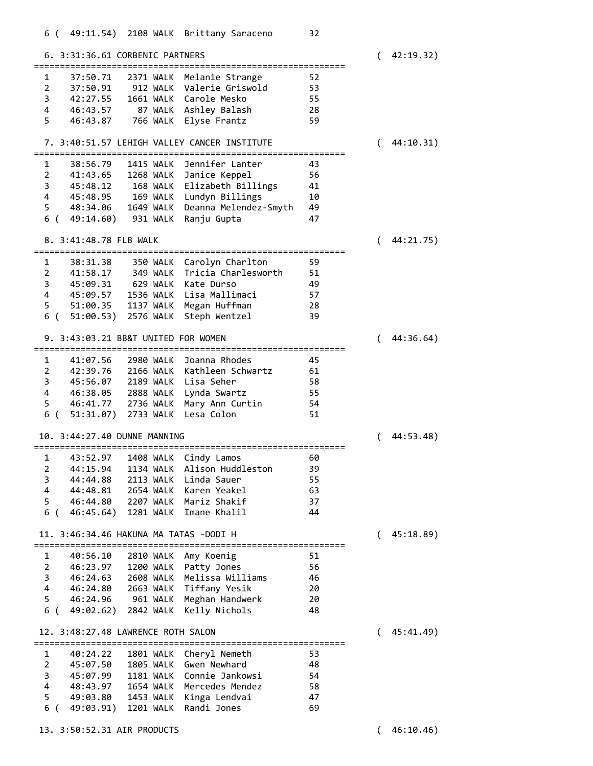```
  6 (  49:11.54)  2108 WALK  Brittany Saraceno       32

  6. 3:31:36.61 CORBENIC PARTNERS                                  (  42:19.32)
=============================================================
  1    37:50.71   2371 WALK  Melanie Strange         52
  2    37:50.91    912 WALK  Valerie Griswold        53
  3    42:27.55   1661 WALK  Carole Mesko            55
  4    46:43.57     87 WALK  Ashley Balash           28
  5    46:43.87    766 WALK  Elyse Frantz            59

  7. 3:40:51.57 LEHIGH VALLEY CANCER INSTITUTE                     (  44:10.31)
=============================================================
  1    38:56.79   1415 WALK  Jennifer Lanter         43
  2    41:43.65   1268 WALK  Janice Keppel           56
  3    45:48.12    168 WALK  Elizabeth Billings      41
  4    45:48.95    169 WALK  Lundyn Billings         10
  5    48:34.06   1649 WALK  Deanna Melendez-Smyth   49
  6 (  49:14.60)   931 WALK  Ranju Gupta             47

  8. 3:41:48.78 FLB WALK                                           (  44:21.75)
=============================================================
  1    38:31.38    350 WALK  Carolyn Charlton        59
  2    41:58.17    349 WALK  Tricia Charlesworth     51
  3    45:09.31    629 WALK  Kate Durso              49
  4    45:09.57   1536 WALK  Lisa Mallimaci          57
  5    51:00.35   1137 WALK  Megan Huffman           28
  6 (  51:00.53)  2576 WALK  Steph Wentzel           39

  9. 3:43:03.21 BB&T UNITED FOR WOMEN                              (  44:36.64)
=============================================================
  1    41:07.56   2980 WALK  Joanna Rhodes           45
  2    42:39.76   2166 WALK  Kathleen Schwartz       61
  3    45:56.07   2189 WALK  Lisa Seher              58
  4    46:38.05   2888 WALK  Lynda Swartz            55
  5    46:41.77   2736 WALK  Mary Ann Curtin         54
  6 (  51:31.07)  2733 WALK  Lesa Colon              51

 10. 3:44:27.40 DUNNE MANNING                                      (  44:53.48)
=============================================================
  1    43:52.97   1408 WALK  Cindy Lamos             60
  2    44:15.94   1134 WALK  Alison Huddleston       39
  3    44:44.88   2113 WALK  Linda Sauer             55
  4    44:48.81   2654 WALK  Karen Yeakel            63
  5    46:44.80   2207 WALK  Mariz Shakif            37
  6 (  46:45.64)  1281 WALK  Imane Khalil            44

 11. 3:46:34.46 HAKUNA MA TATAS -DODI H                            (  45:18.89)
=============================================================
  1    40:56.10   2810 WALK  Amy Koenig              51
  2    46:23.97   1200 WALK  Patty Jones             56
  3    46:24.63   2608 WALK  Melissa Williams        46
  4    46:24.80   2663 WALK  Tiffany Yesik           20
  5    46:24.96    961 WALK  Meghan Handwerk         20
  6 (  49:02.62)  2842 WALK  Kelly Nichols           48

 12. 3:48:27.48 LAWRENCE ROTH SALON                                (  45:41.49)
=============================================================
  1    40:24.22   1801 WALK  Cheryl Nemeth           53
  2    45:07.50   1805 WALK  Gwen Newhard            48
  3    45:07.99   1181 WALK  Connie Jankowsi         54
  4    48:43.97   1654 WALK  Mercedes Mendez         58
  5    49:03.80   1453 WALK  Kinga Lendvai           47
  6 (  49:03.91)  1201 WALK  Randi Jones             69

 13. 3:50:52.31 AIR PRODUCTS                                       (  46:10.46)
```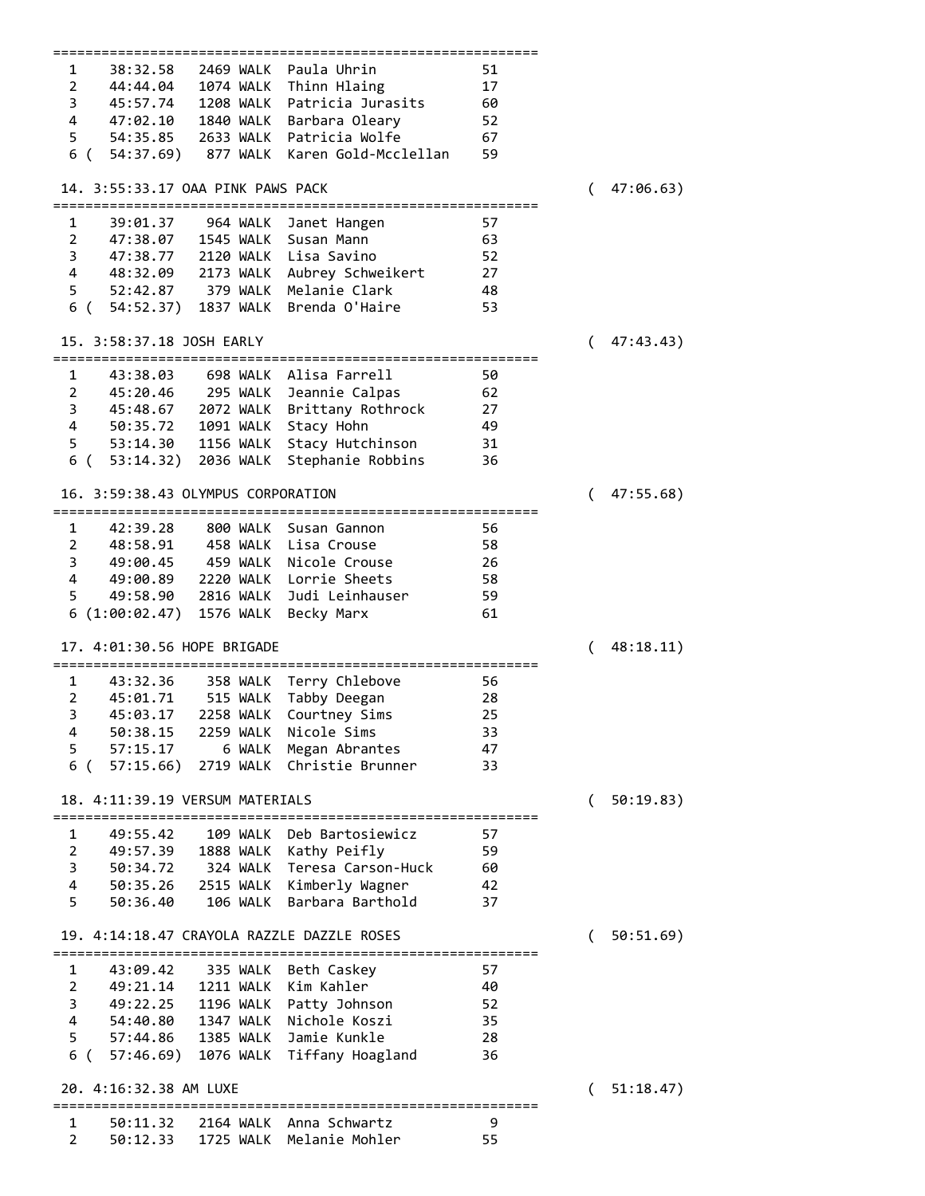```
=============================================================
  1    38:32.58   2469 WALK  Paula Uhrin            51
  2    44:44.04   1074 WALK  Thinn Hlaing           17
  3    45:57.74   1208 WALK  Patricia Jurasits      60
  4    47:02.10   1840 WALK  Barbara Oleary         52
  5    54:35.85   2633 WALK  Patricia Wolfe         67
  6 (  54:37.69)   877 WALK  Karen Gold-Mcclellan   59

 14. 3:55:33.17 OAA PINK PAWS PACK                                (  47:06.63)
=============================================================
  1    39:01.37    964 WALK  Janet Hangen           57
  2    47:38.07   1545 WALK  Susan Mann             63
  3    47:38.77   2120 WALK  Lisa Savino            52
  4    48:32.09   2173 WALK  Aubrey Schweikert      27
  5    52:42.87    379 WALK  Melanie Clark          48
  6 (  54:52.37)  1837 WALK  Brenda O'Haire         53

 15. 3:58:37.18 JOSH EARLY                                        (  47:43.43)
=============================================================
  1    43:38.03    698 WALK  Alisa Farrell          50
  2    45:20.46    295 WALK  Jeannie Calpas         62
  3    45:48.67   2072 WALK  Brittany Rothrock      27
  4    50:35.72   1091 WALK  Stacy Hohn             49
  5    53:14.30   1156 WALK  Stacy Hutchinson       31
  6 (  53:14.32)  2036 WALK  Stephanie Robbins      36

 16. 3:59:38.43 OLYMPUS CORPORATION                               (  47:55.68)
=============================================================
  1    42:39.28    800 WALK  Susan Gannon           56
  2    48:58.91    458 WALK  Lisa Crouse            58
  3    49:00.45    459 WALK  Nicole Crouse          26
  4    49:00.89   2220 WALK  Lorrie Sheets          58
  5    49:58.90   2816 WALK  Judi Leinhauser        59
  6 (1:00:02.47)  1576 WALK  Becky Marx             61

 17. 4:01:30.56 HOPE BRIGADE                                      (  48:18.11)
=============================================================
  1    43:32.36    358 WALK  Terry Chlebove         56
  2    45:01.71    515 WALK  Tabby Deegan           28
  3    45:03.17   2258 WALK  Courtney Sims          25
  4    50:38.15   2259 WALK  Nicole Sims            33
  5    57:15.17      6 WALK  Megan Abrantes         47
  6 (  57:15.66)  2719 WALK  Christie Brunner       33

 18. 4:11:39.19 VERSUM MATERIALS                                  (  50:19.83)
=============================================================
  1    49:55.42    109 WALK  Deb Bartosiewicz       57
  2    49:57.39   1888 WALK  Kathy Peifly           59
  3    50:34.72    324 WALK  Teresa Carson-Huck     60
  4    50:35.26   2515 WALK  Kimberly Wagner        42
  5    50:36.40    106 WALK  Barbara Barthold       37

 19. 4:14:18.47 CRAYOLA RAZZLE DAZZLE ROSES                       (  50:51.69)
=============================================================
  1    43:09.42    335 WALK  Beth Caskey            57
  2    49:21.14   1211 WALK  Kim Kahler             40
  3    49:22.25   1196 WALK  Patty Johnson          52
  4    54:40.80   1347 WALK  Nichole Koszi          35
  5    57:44.86   1385 WALK  Jamie Kunkle           28
  6 (  57:46.69)  1076 WALK  Tiffany Hoagland       36

 20. 4:16:32.38 AM LUXE                                           (  51:18.47)
=============================================================
  1    50:11.32   2164 WALK  Anna Schwartz           9
  2    50:12.33   1725 WALK  Melanie Mohler         55
```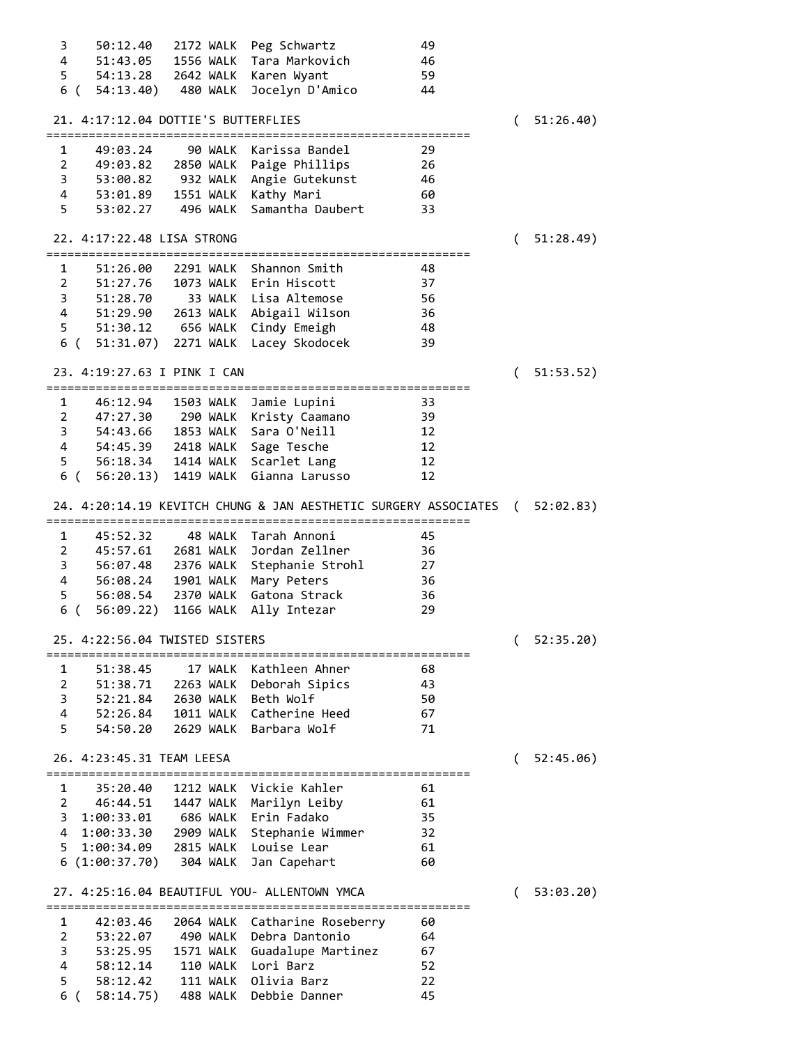```
  3    50:12.40   2172 WALK  Peg Schwartz           49
  4    51:43.05   1556 WALK  Tara Markovich         46
  5    54:13.28   2642 WALK  Karen Wyant            59
  6 (  54:13.40)   480 WALK  Jocelyn D'Amico        44

 21. 4:17:12.04 DOTTIE'S BUTTERFLIES                              (  51:26.40)
=============================================================
  1    49:03.24     90 WALK  Karissa Bandel         29
  2    49:03.82   2850 WALK  Paige Phillips         26
  3    53:00.82    932 WALK  Angie Gutekunst        46
  4    53:01.89   1551 WALK  Kathy Mari             60
  5    53:02.27    496 WALK  Samantha Daubert       33

 22. 4:17:22.48 LISA STRONG                                       (  51:28.49)
=============================================================
  1    51:26.00   2291 WALK  Shannon Smith          48
  2    51:27.76   1073 WALK  Erin Hiscott           37
  3    51:28.70     33 WALK  Lisa Altemose          56
  4    51:29.90   2613 WALK  Abigail Wilson         36
  5    51:30.12    656 WALK  Cindy Emeigh           48
  6 (  51:31.07)  2271 WALK  Lacey Skodocek         39

 23. 4:19:27.63 I PINK I CAN                                      (  51:53.52)
=============================================================
  1    46:12.94   1503 WALK  Jamie Lupini           33
  2    47:27.30    290 WALK  Kristy Caamano         39
  3    54:43.66   1853 WALK  Sara O'Neill           12
  4    54:45.39   2418 WALK  Sage Tesche            12
  5    56:18.34   1414 WALK  Scarlet Lang           12
  6 (  56:20.13)  1419 WALK  Gianna Larusso         12

 24. 4:20:14.19 KEVITCH CHUNG & JAN AESTHETIC SURGERY ASSOCIATES  (  52:02.83)
=============================================================
  1    45:52.32     48 WALK  Tarah Annoni           45
  2    45:57.61   2681 WALK  Jordan Zellner         36
  3    56:07.48   2376 WALK  Stephanie Strohl       27
  4    56:08.24   1901 WALK  Mary Peters            36
  5    56:08.54   2370 WALK  Gatona Strack          36
  6 (  56:09.22)  1166 WALK  Ally Intezar           29

 25. 4:22:56.04 TWISTED SISTERS                                   (  52:35.20)
=============================================================
  1    51:38.45     17 WALK  Kathleen Ahner         68
  2    51:38.71   2263 WALK  Deborah Sipics         43
  3    52:21.84   2630 WALK  Beth Wolf              50
  4    52:26.84   1011 WALK  Catherine Heed         67
  5    54:50.20   2629 WALK  Barbara Wolf           71

 26. 4:23:45.31 TEAM LEESA                                        (  52:45.06)
=============================================================
  1    35:20.40   1212 WALK  Vickie Kahler          61
  2    46:44.51   1447 WALK  Marilyn Leiby          61
  3  1:00:33.01    686 WALK  Erin Fadako            35
  4  1:00:33.30   2909 WALK  Stephanie Wimmer       32
  5  1:00:34.09   2815 WALK  Louise Lear            61
  6 (1:00:37.70)   304 WALK  Jan Capehart           60

 27. 4:25:16.04 BEAUTIFUL YOU- ALLENTOWN YMCA                     (  53:03.20)
=============================================================
  1    42:03.46   2064 WALK  Catharine Roseberry    60
  2    53:22.07    490 WALK  Debra Dantonio         64
  3    53:25.95   1571 WALK  Guadalupe Martinez     67
  4    58:12.14    110 WALK  Lori Barz              52
  5    58:12.42    111 WALK  Olivia Barz            22
  6 (  58:14.75)   488 WALK  Debbie Danner          45
```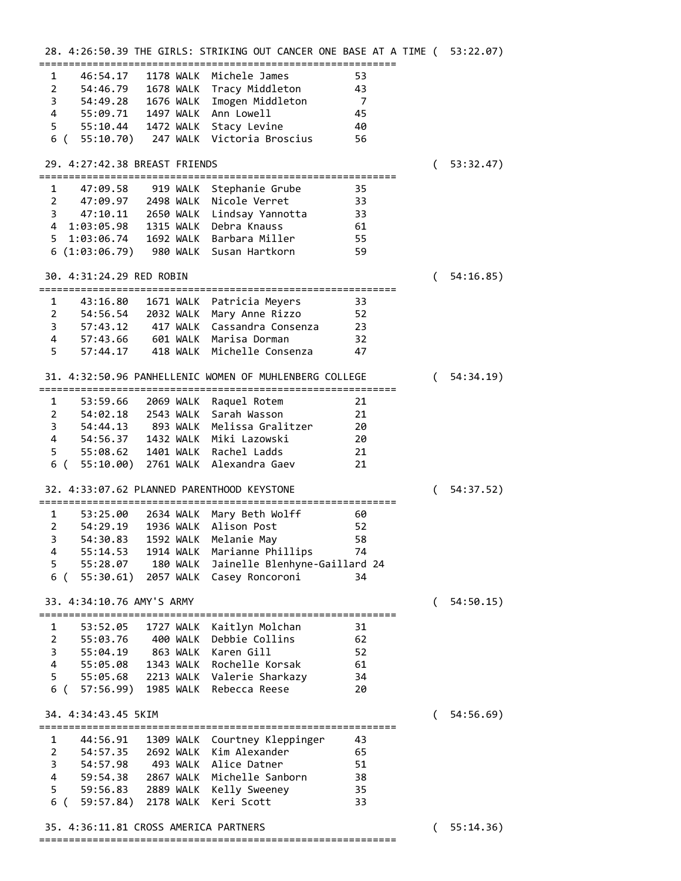```
 28. 4:26:50.39 THE GIRLS: STRIKING OUT CANCER ONE BASE AT A TIME (  53:22.07)
=============================================================
  1    46:54.17   1178 WALK  Michele James          53
  2    54:46.79   1678 WALK  Tracy Middleton        43
  3    54:49.28   1676 WALK  Imogen Middleton        7
  4    55:09.71   1497 WALK  Ann Lowell             45
  5    55:10.44   1472 WALK  Stacy Levine           40
  6 (  55:10.70)   247 WALK  Victoria Broscius      56

 29. 4:27:42.38 BREAST FRIENDS                                  (  53:32.47)
=============================================================
  1    47:09.58    919 WALK  Stephanie Grube        35
  2    47:09.97   2498 WALK  Nicole Verret          33
  3    47:10.11   2650 WALK  Lindsay Yannotta       33
  4  1:03:05.98   1315 WALK  Debra Knauss           61
  5  1:03:06.74   1692 WALK  Barbara Miller         55
  6 (1:03:06.79)   980 WALK  Susan Hartkorn         59

 30. 4:31:24.29 RED ROBIN                                       (  54:16.85)
=============================================================
  1    43:16.80   1671 WALK  Patricia Meyers        33
  2    54:56.54   2032 WALK  Mary Anne Rizzo        52
  3    57:43.12    417 WALK  Cassandra Consenza     23
  4    57:43.66    601 WALK  Marisa Dorman          32
  5    57:44.17    418 WALK  Michelle Consenza      47

 31. 4:32:50.96 PANHELLENIC WOMEN OF MUHLENBERG COLLEGE          (  54:34.19)
=============================================================
  1    53:59.66   2069 WALK  Raquel Rotem           21
  2    54:02.18   2543 WALK  Sarah Wasson           21
  3    54:44.13    893 WALK  Melissa Gralitzer      20
  4    54:56.37   1432 WALK  Miki Lazowski          20
  5    55:08.62   1401 WALK  Rachel Ladds           21
  6 (  55:10.00)  2761 WALK  Alexandra Gaev         21

 32. 4:33:07.62 PLANNED PARENTHOOD KEYSTONE                     (  54:37.52)
=============================================================
  1    53:25.00   2634 WALK  Mary Beth Wolff        60
  2    54:29.19   1936 WALK  Alison Post            52
  3    54:30.83   1592 WALK  Melanie May            58
  4    55:14.53   1914 WALK  Marianne Phillips      74
  5    55:28.07    180 WALK  Jainelle Blenhyne-Gaillard 24
  6 (  55:30.61)  2057 WALK  Casey Roncoroni        34

 33. 4:34:10.76 AMY'S ARMY                                      (  54:50.15)
=============================================================
  1    53:52.05   1727 WALK  Kaitlyn Molchan        31
  2    55:03.76    400 WALK  Debbie Collins         62
  3    55:04.19    863 WALK  Karen Gill             52
  4    55:05.08   1343 WALK  Rochelle Korsak        61
  5    55:05.68   2213 WALK  Valerie Sharkazy       34
  6 (  57:56.99)  1985 WALK  Rebecca Reese          20

 34. 4:34:43.45 5KIM                                            (  54:56.69)
=============================================================
  1    44:56.91   1309 WALK  Courtney Kleppinger    43
  2    54:57.35   2692 WALK  Kim Alexander          65
  3    54:57.98    493 WALK  Alice Datner           51
  4    59:54.38   2867 WALK  Michelle Sanborn       38
  5    59:56.83   2889 WALK  Kelly Sweeney          35
  6 (  59:57.84)  2178 WALK  Keri Scott             33

 35. 4:36:11.81 CROSS AMERICA PARTNERS                          (  55:14.36)
=============================================================
```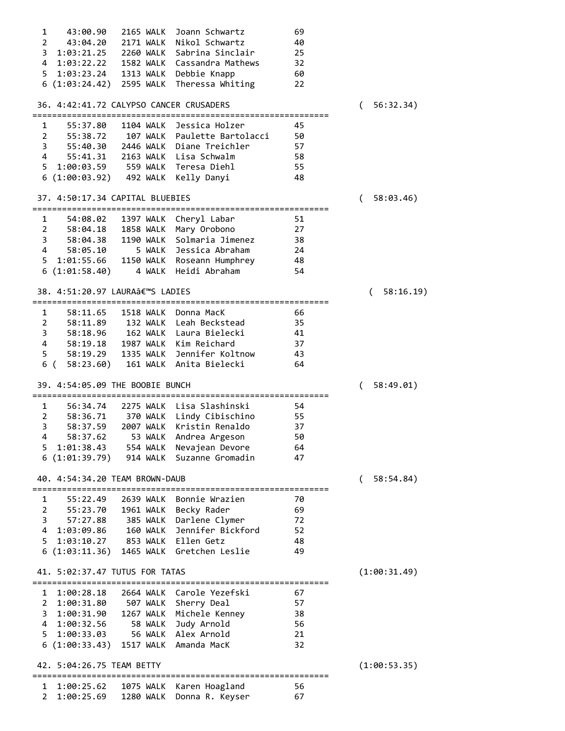```
  1    43:00.90   2165 WALK  Joann Schwartz          69
  2    43:04.20   2171 WALK  Nikol Schwartz          40
  3  1:03:21.25   2260 WALK  Sabrina Sinclair        25
  4  1:03:22.22   1582 WALK  Cassandra Mathews       32
  5  1:03:23.24   1313 WALK  Debbie Knapp            60
  6 (1:03:24.42)  2595 WALK  Theressa Whiting        22

 36. 4:42:41.72 CALYPSO CANCER CRUSADERS                          (  56:32.34)
=============================================================
  1    55:37.80   1104 WALK  Jessica Holzer          45
  2    55:38.72    107 WALK  Paulette Bartolacci     50
  3    55:40.30   2446 WALK  Diane Treichler         57
  4    55:41.31   2163 WALK  Lisa Schwalm            58
  5  1:00:03.59    559 WALK  Teresa Diehl            55
  6 (1:00:03.92)   492 WALK  Kelly Danyi             48

 37. 4:50:17.34 CAPITAL BLUEBIES                                  (  58:03.46)
=============================================================
  1    54:08.02   1397 WALK  Cheryl Labar            51
  2    58:04.18   1858 WALK  Mary Orobono            27
  3    58:04.38   1190 WALK  Solmaria Jimenez        38
  4    58:05.10      5 WALK  Jessica Abraham         24
  5  1:01:55.66   1150 WALK  Roseann Humphrey        48
  6 (1:01:58.40)     4 WALK  Heidi Abraham           54

 38. 4:51:20.97 LAURAâ€™S LADIES                                    (  58:16.19)
=============================================================
  1    58:11.65   1518 WALK  Donna MacK              66
  2    58:11.89    132 WALK  Leah Beckstead          35
  3    58:18.96    162 WALK  Laura Bielecki          41
  4    58:19.18   1987 WALK  Kim Reichard            37
  5    58:19.29   1335 WALK  Jennifer Koltnow        43
  6 (  58:23.60)   161 WALK  Anita Bielecki          64

 39. 4:54:05.09 THE BOOBIE BUNCH                                  (  58:49.01)
=============================================================
  1    56:34.74   2275 WALK  Lisa Slashinski         54
  2    58:36.71    370 WALK  Lindy Cibischino        55
  3    58:37.59   2007 WALK  Kristin Renaldo         37
  4    58:37.62     53 WALK  Andrea Argeson          50
  5  1:01:38.43    554 WALK  Nevajean Devore         64
  6 (1:01:39.79)   914 WALK  Suzanne Gromadin        47

 40. 4:54:34.20 TEAM BROWN-DAUB                                   (  58:54.84)
=============================================================
  1    55:22.49   2639 WALK  Bonnie Wrazien          70
  2    55:23.70   1961 WALK  Becky Rader             69
  3    57:27.88    385 WALK  Darlene Clymer          72
  4  1:03:09.86    160 WALK  Jennifer Bickford       52
  5  1:03:10.27    853 WALK  Ellen Getz              48
  6 (1:03:11.36)  1465 WALK  Gretchen Leslie         49

 41. 5:02:37.47 TUTUS FOR TATAS                                   (1:00:31.49)
=============================================================
  1  1:00:28.18   2664 WALK  Carole Yezefski         67
  2  1:00:31.80    507 WALK  Sherry Deal             57
  3  1:00:31.90   1267 WALK  Michele Kenney          38
  4  1:00:32.56     58 WALK  Judy Arnold             56
  5  1:00:33.03     56 WALK  Alex Arnold             21
  6 (1:00:33.43)  1517 WALK  Amanda MacK             32

 42. 5:04:26.75 TEAM BETTY                                        (1:00:53.35)
=============================================================
  1  1:00:25.62   1075 WALK  Karen Hoagland          56
  2  1:00:25.69   1280 WALK  Donna R. Keyser         67
```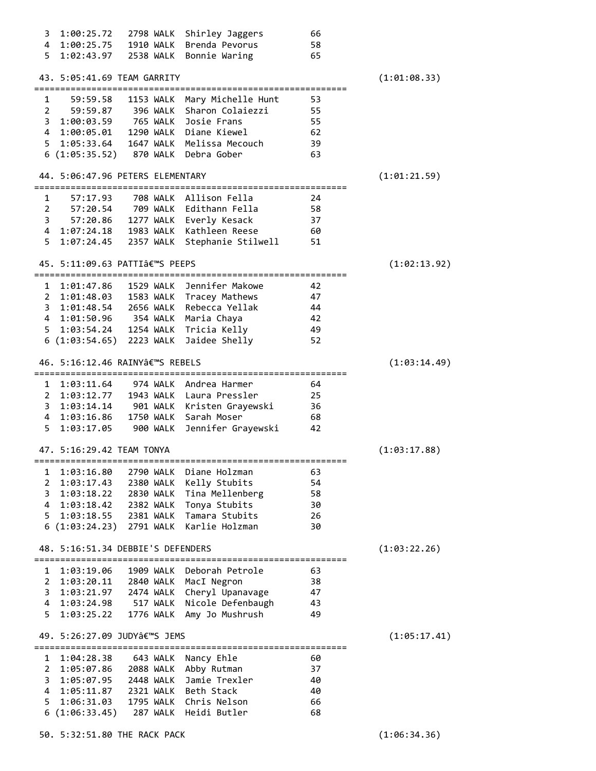```
  3  1:00:25.72   2798 WALK  Shirley Jaggers         66
  4  1:00:25.75   1910 WALK  Brenda Pevorus          58
  5  1:02:43.97   2538 WALK  Bonnie Waring           65

 43. 5:05:41.69 TEAM GARRITY                                          (1:01:08.33)
=============================================================
  1    59:59.58   1153 WALK  Mary Michelle Hunt      53
  2    59:59.87    396 WALK  Sharon Colaiezzi        55
  3  1:00:03.59    765 WALK  Josie Frans             55
  4  1:00:05.01   1290 WALK  Diane Kiewel            62
  5  1:05:33.64   1647 WALK  Melissa Mecouch         39
  6 (1:05:35.52)   870 WALK  Debra Gober             63

 44. 5:06:47.96 PETERS ELEMENTARY                                     (1:01:21.59)
=============================================================
  1    57:17.93    708 WALK  Allison Fella           24
  2    57:20.54    709 WALK  Edithann Fella          58
  3    57:20.86   1277 WALK  Everly Kesack           37
  4  1:07:24.18   1983 WALK  Kathleen Reese          60
  5  1:07:24.45   2357 WALK  Stephanie Stilwell      51

 45. 5:11:09.63 PATTIâ€™S PEEPS                                         (1:02:13.92)
=============================================================
  1  1:01:47.86   1529 WALK  Jennifer Makowe         42
  2  1:01:48.03   1583 WALK  Tracey Mathews          47
  3  1:01:48.54   2656 WALK  Rebecca Yellak          44
  4  1:01:50.96    354 WALK  Maria Chaya             42
  5  1:03:54.24   1254 WALK  Tricia Kelly            49
  6 (1:03:54.65)  2223 WALK  Jaidee Shelly           52

 46. 5:16:12.46 RAINYâ€™S REBELS                                        (1:03:14.49)
=============================================================
  1  1:03:11.64    974 WALK  Andrea Harmer           64
  2  1:03:12.77   1943 WALK  Laura Pressler          25
  3  1:03:14.14    901 WALK  Kristen Grayewski       36
  4  1:03:16.86   1750 WALK  Sarah Moser             68
  5  1:03:17.05    900 WALK  Jennifer Grayewski      42

 47. 5:16:29.42 TEAM TONYA                                            (1:03:17.88)
=============================================================
  1  1:03:16.80   2790 WALK  Diane Holzman           63
  2  1:03:17.43   2380 WALK  Kelly Stubits           54
  3  1:03:18.22   2830 WALK  Tina Mellenberg         58
  4  1:03:18.42   2382 WALK  Tonya Stubits           30
  5  1:03:18.55   2381 WALK  Tamara Stubits          26
  6 (1:03:24.23)  2791 WALK  Karlie Holzman          30

 48. 5:16:51.34 DEBBIE'S DEFENDERS                                    (1:03:22.26)
=============================================================
  1  1:03:19.06   1909 WALK  Deborah Petrole         63
  2  1:03:20.11   2840 WALK  MacI Negron             38
  3  1:03:21.97   2474 WALK  Cheryl Upanavage        47
  4  1:03:24.98    517 WALK  Nicole Defenbaugh       43
  5  1:03:25.22   1776 WALK  Amy Jo Mushrush         49

 49. 5:26:27.09 JUDYâ€™S JEMS                                           (1:05:17.41)
=============================================================
  1  1:04:28.38    643 WALK  Nancy Ehle              60
  2  1:05:07.86   2088 WALK  Abby Rutman             37
  3  1:05:07.95   2448 WALK  Jamie Trexler           40
  4  1:05:11.87   2321 WALK  Beth Stack              40
  5  1:06:31.03   1795 WALK  Chris Nelson            66
  6 (1:06:33.45)   287 WALK  Heidi Butler            68

 50. 5:32:51.80 THE RACK PACK                                         (1:06:34.36)
```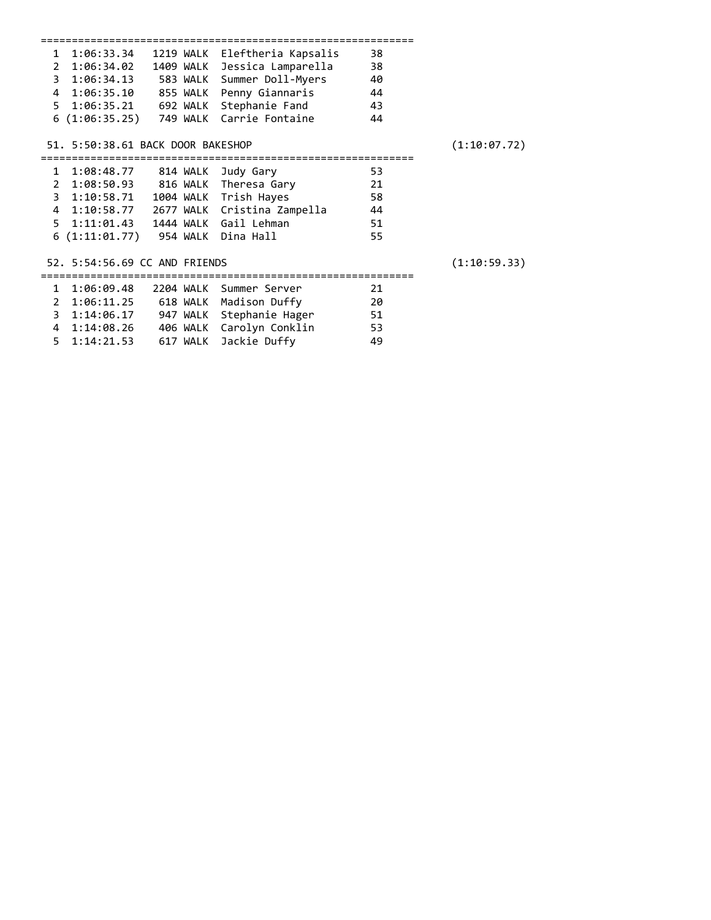```
=============================================================
  1  1:06:33.34   1219 WALK  Eleftheria Kapsalis     38
  2  1:06:34.02   1409 WALK  Jessica Lamparella      38
  3  1:06:34.13    583 WALK  Summer Doll-Myers       40
  4  1:06:35.10    855 WALK  Penny Giannaris         44
  5  1:06:35.21    692 WALK  Stephanie Fand          43
  6 (1:06:35.25)   749 WALK  Carrie Fontaine         44

 51. 5:50:38.61 BACK DOOR BAKESHOP                                 (1:10:07.72)
=============================================================
  1  1:08:48.77    814 WALK  Judy Gary               53
  2  1:08:50.93    816 WALK  Theresa Gary            21
  3  1:10:58.71   1004 WALK  Trish Hayes             58
  4  1:10:58.77   2677 WALK  Cristina Zampella       44
  5  1:11:01.43   1444 WALK  Gail Lehman             51
  6 (1:11:01.77)   954 WALK  Dina Hall               55

 52. 5:54:56.69 CC AND FRIENDS                                     (1:10:59.33)
=============================================================
  1  1:06:09.48   2204 WALK  Summer Server           21
  2  1:06:11.25    618 WALK  Madison Duffy           20
  3  1:14:06.17    947 WALK  Stephanie Hager         51
  4  1:14:08.26    406 WALK  Carolyn Conklin         53
  5  1:14:21.53    617 WALK  Jackie Duffy            49
```